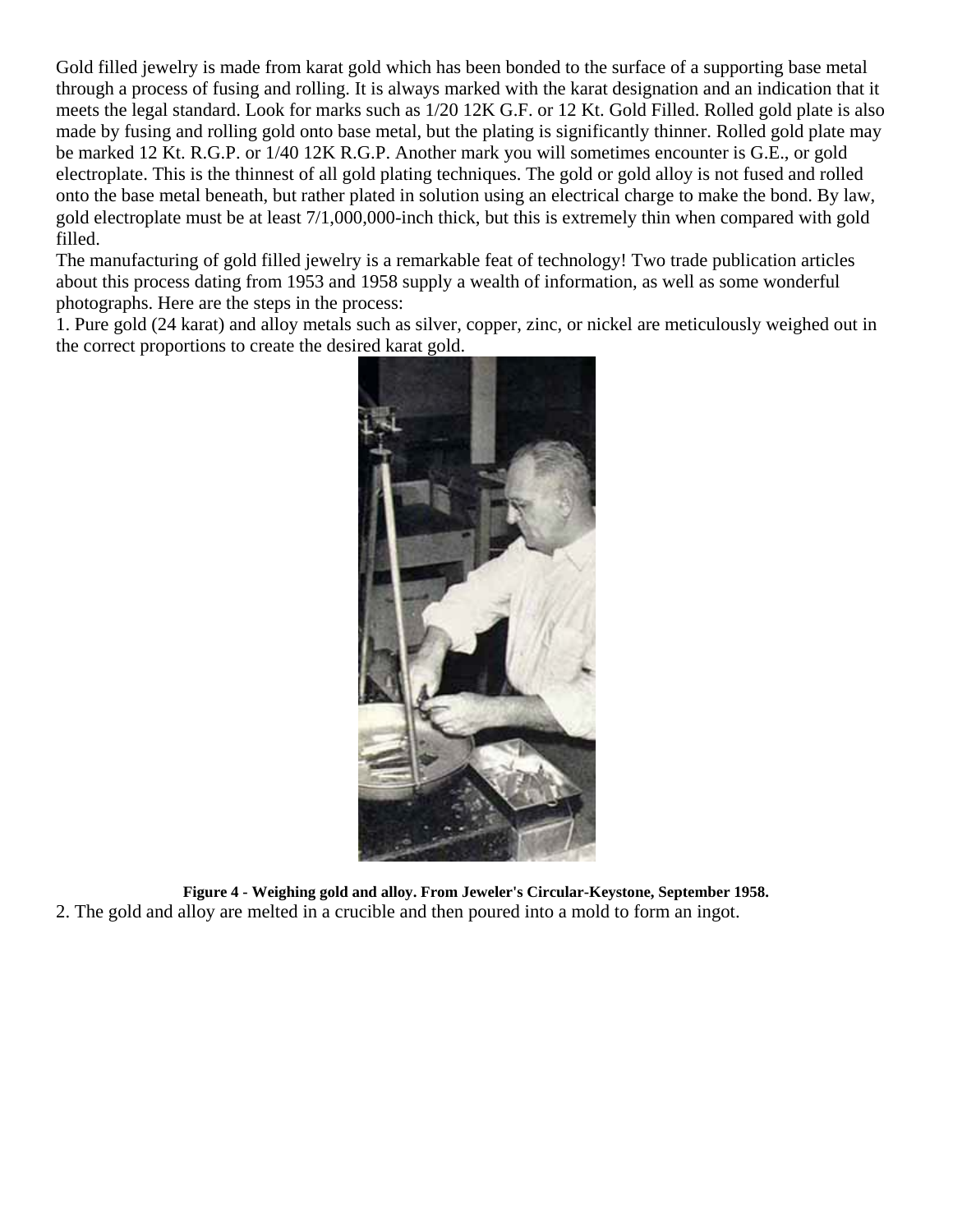Gold filled jewelry is made from karat gold which has been bonded to the surface of a supporting base metal through a process of fusing and rolling. It is always marked with the karat designation and an indication that it meets the legal standard. Look for marks such as 1/20 12K G.F. or 12 Kt. Gold Filled. Rolled gold plate is also made by fusing and rolling gold onto base metal, but the plating is significantly thinner. Rolled gold plate may be marked 12 Kt. R.G.P. or 1/40 12K R.G.P. Another mark you will sometimes encounter is G.E., or gold electroplate. This is the thinnest of all gold plating techniques. The gold or gold alloy is not fused and rolled onto the base metal beneath, but rather plated in solution using an electrical charge to make the bond. By law, gold electroplate must be at least 7/1,000,000-inch thick, but this is extremely thin when compared with gold filled.

The manufacturing of gold filled jewelry is a remarkable feat of technology! Two trade publication articles about this process dating from 1953 and 1958 supply a wealth of information, as well as some wonderful photographs. Here are the steps in the process:

1. Pure gold (24 karat) and alloy metals such as silver, copper, zinc, or nickel are meticulously weighed out in the correct proportions to create the desired karat gold.

**Figure 4 - Weighing gold and alloy. From Jeweler's Circular-Keystone, September 1958.**

2. The gold and alloy are melted in a crucible and then poured into a mold to form an ingot.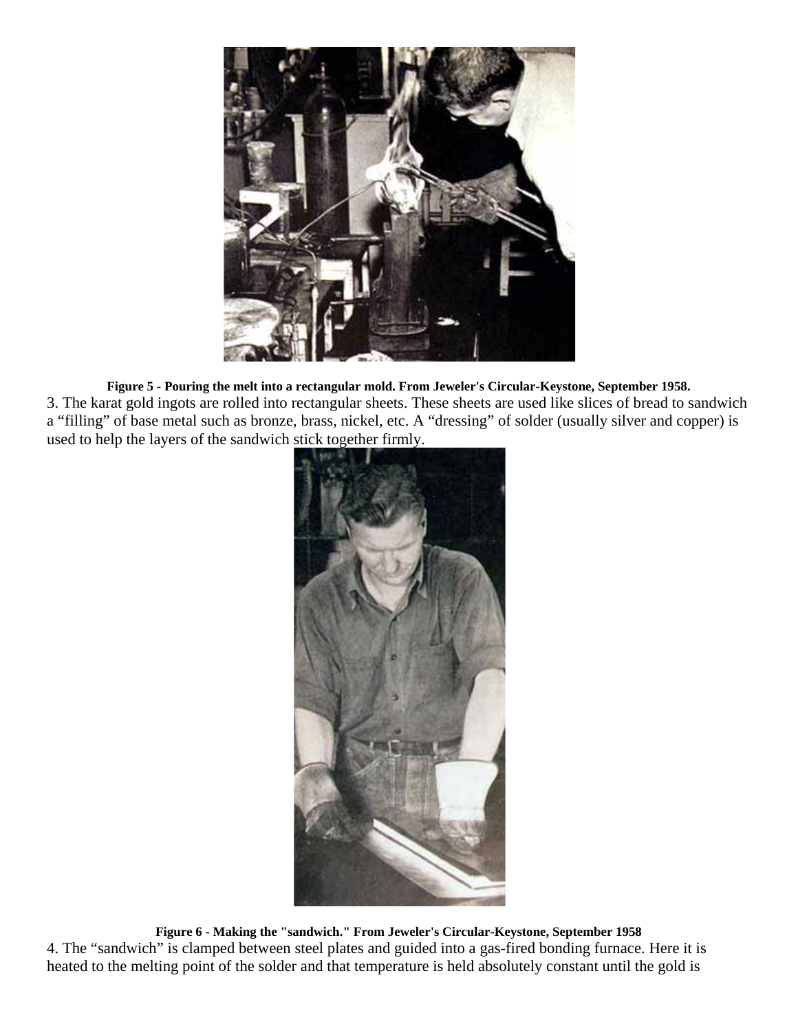**Figure 5 - Pouring the melt into a rectangular mold. From Jeweler's Circular-Keystone, September 1958.**

3. The karat gold ingots are rolled into rectangular sheets. These sheets are used like slices of bread to sandwich a “filling” of base metal such as bronze, brass, nickel, etc. A “dressing” of solder (usually silver and copper) is used to help the layers of the sandwich stick together firmly.

**Figure 6 - Making the "sandwich." From Jeweler's Circular-Keystone, September 1958**

4. The “sandwich” is clamped between steel plates and guided into a gas-fired bonding furnace. Here it is heated to the melting point of the solder and that temperature is held absolutely constant until the gold is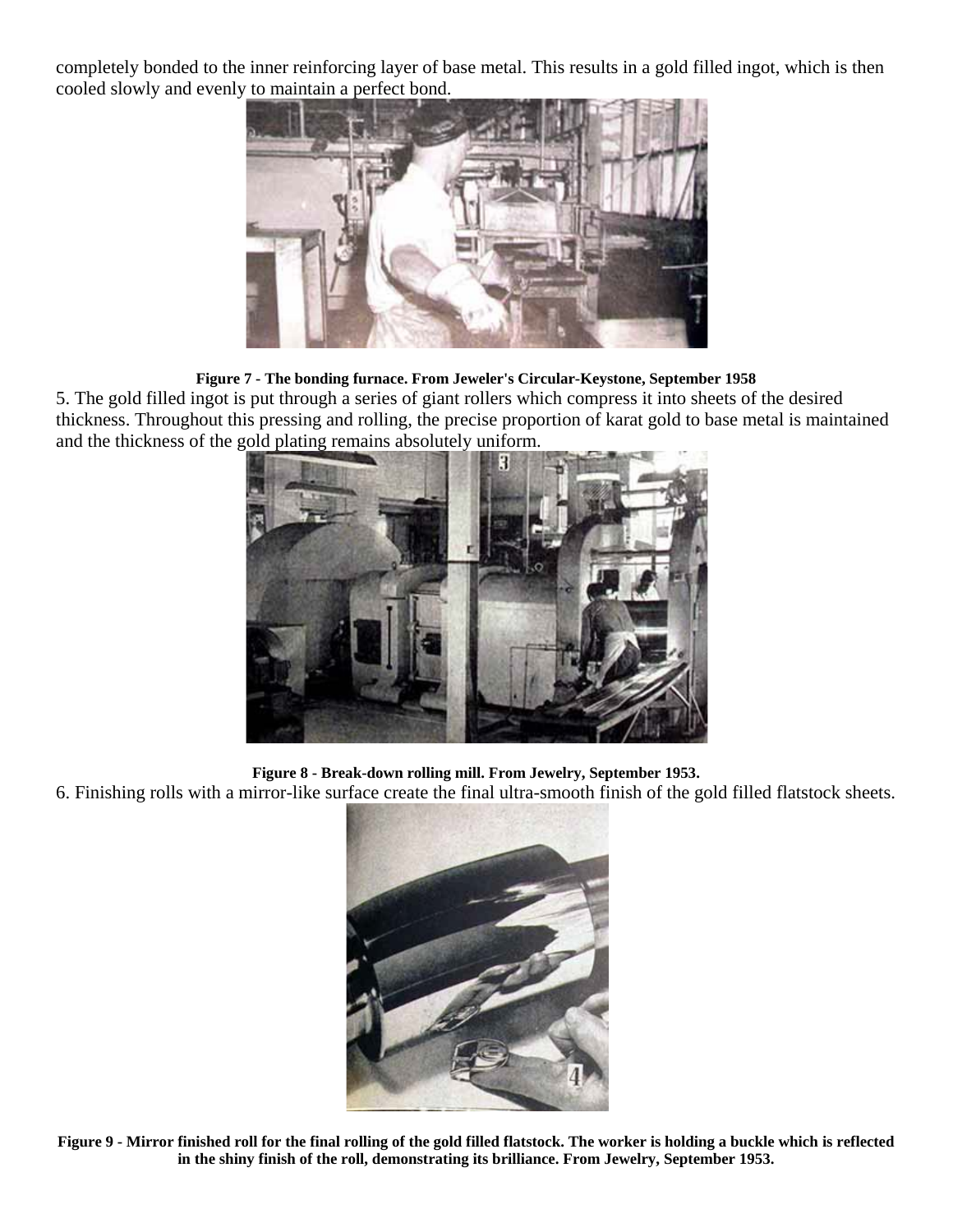completely bonded to the inner reinforcing layer of base metal. This results in a gold filled ingot, which is then cooled slowly and evenly to maintain a perfect bond.

**Figure 7 - The bonding furnace. From Jeweler's Circular-Keystone, September 1958**

5. The gold filled ingot is put through a series of giant rollers which compress it into sheets of the desired thickness. Throughout this pressing and rolling, the precise proportion of karat gold to base metal is maintained and the thickness of the gold plating remains absolutely uniform.

**Figure 8 - Break-down rolling mill. From Jewelry, September 1953.**

6. Finishing rolls with a mirror-like surface create the final ultra-smooth finish of the gold filled flatstock sheets.

**Figure 9 - Mirror finished roll for the final rolling of the gold filled flatstock. The worker is holding a buckle which is reflected in the shiny finish of the roll, demonstrating its brilliance. From Jewelry, September 1953.**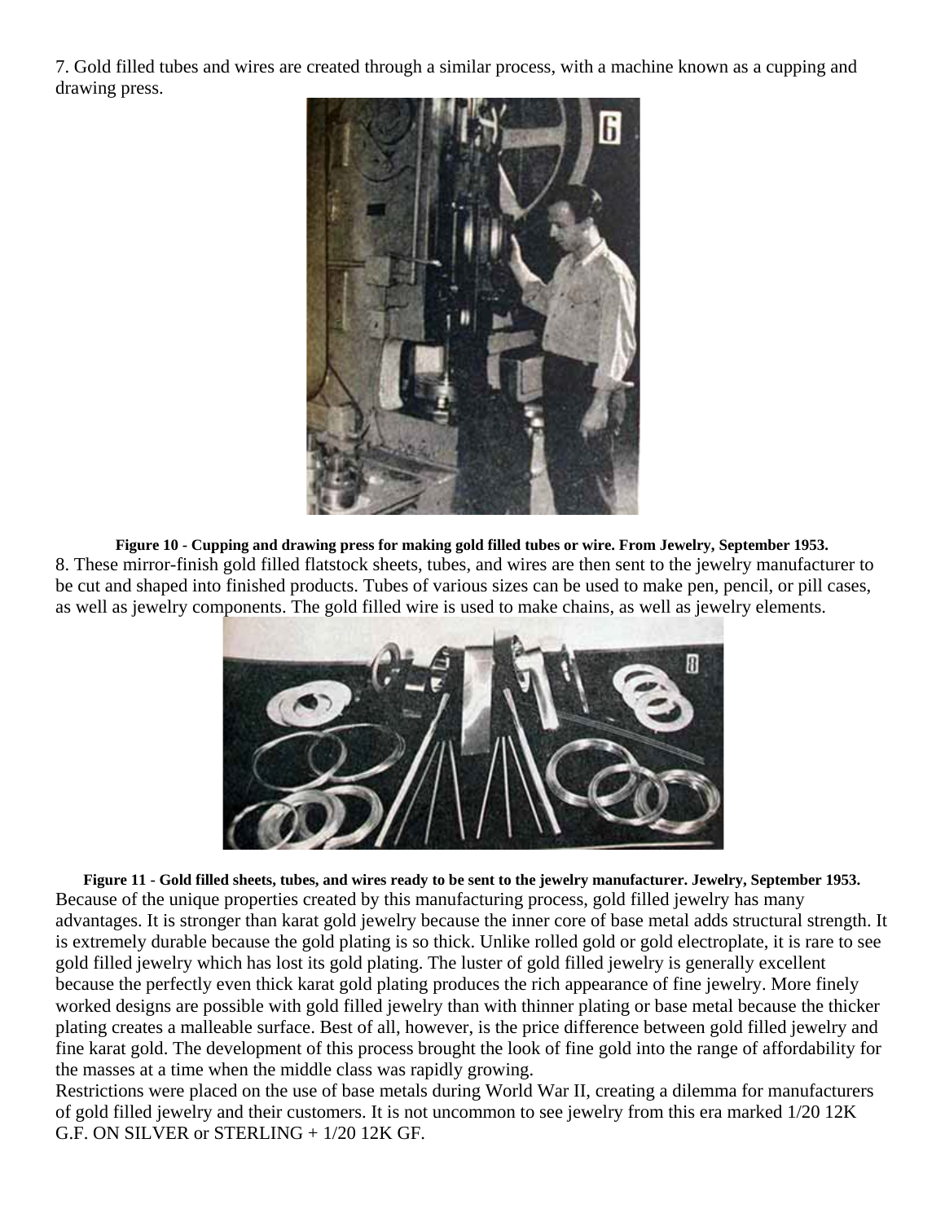7. Gold filled tubes and wires are created through a similar process, with a machine known as a cupping and drawing press.

**Figure 10 - Cupping and drawing press for making gold filled tubes or wire. From Jewelry, September 1953.**

8. These mirror-finish gold filled flatstock sheets, tubes, and wires are then sent to the jewelry manufacturer to be cut and shaped into finished products. Tubes of various sizes can be used to make pen, pencil, or pill cases, as well as jewelry components. The gold filled wire is used to make chains, as well as jewelry elements.

**Figure 11 - Gold filled sheets, tubes, and wires ready to be sent to the jewelry manufacturer. Jewelry, September 1953.**

Because of the unique properties created by this manufacturing process, gold filled jewelry has many advantages. It is stronger than karat gold jewelry because the inner core of base metal adds structural strength. It is extremely durable because the gold plating is so thick. Unlike rolled gold or gold electroplate, it is rare to see gold filled jewelry which has lost its gold plating. The luster of gold filled jewelry is generally excellent because the perfectly even thick karat gold plating produces the rich appearance of fine jewelry. More finely worked designs are possible with gold filled jewelry than with thinner plating or base metal because the thicker plating creates a malleable surface. Best of all, however, is the price difference between gold filled jewelry and fine karat gold. The development of this process brought the look of fine gold into the range of affordability for the masses at a time when the middle class was rapidly growing.

Restrictions were placed on the use of base metals during World War II, creating a dilemma for manufacturers of gold filled jewelry and their customers. It is not uncommon to see jewelry from this era marked 1/20 12K G.F. ON SILVER or STERLING + 1/20 12K GF.